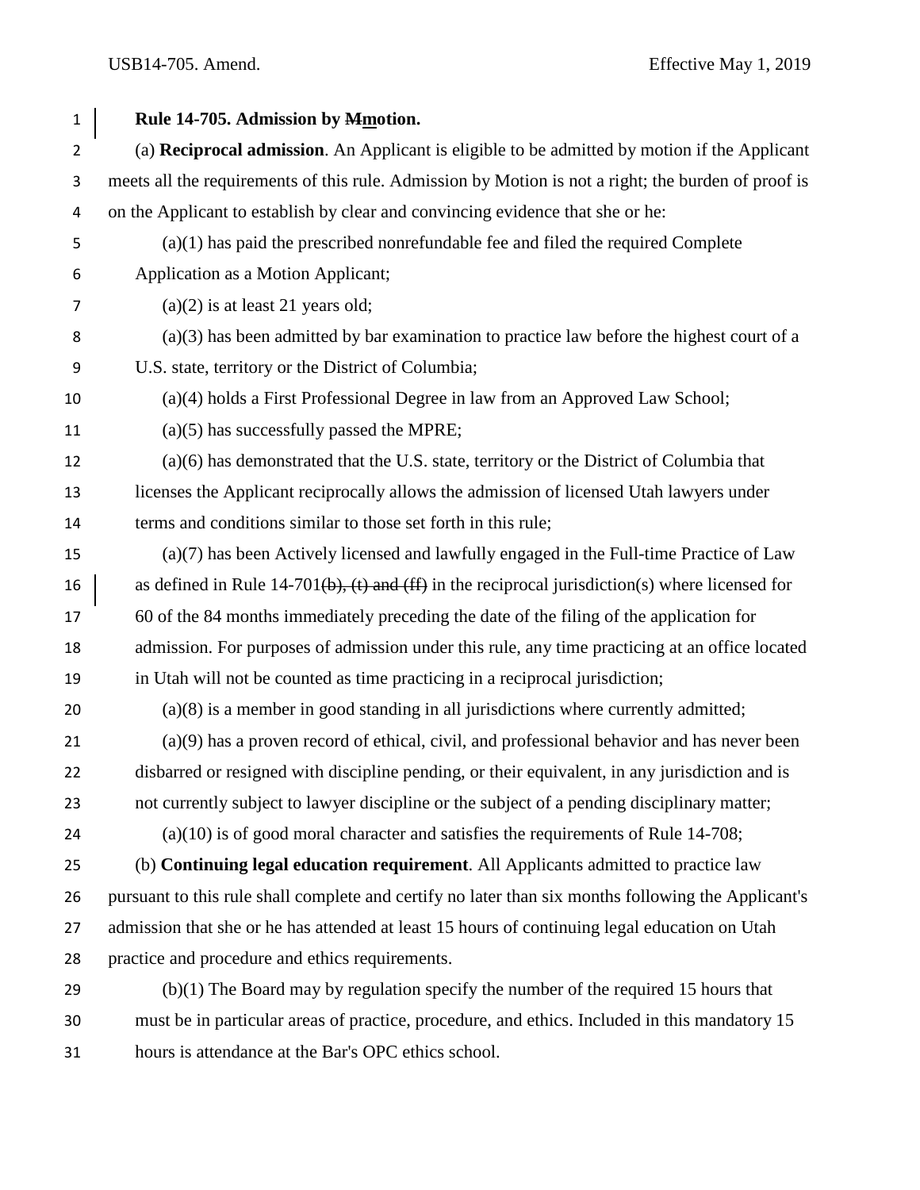**Rule 14-705. Admission by ~~M~~motion.**

(a) **Reciprocal admission**. An Applicant is eligible to be admitted by motion if the Applicant meets all the requirements of this rule. Admission by Motion is not a right; the burden of proof is on the Applicant to establish by clear and convincing evidence that she or he:

(a)(1) has paid the prescribed nonrefundable fee and filed the required Complete Application as a Motion Applicant;

(a)(2) is at least 21 years old;

(a)(3) has been admitted by bar examination to practice law before the highest court of a U.S. state, territory or the District of Columbia;

(a)(4) holds a First Professional Degree in law from an Approved Law School;

(a)(5) has successfully passed the MPRE;

(a)(6) has demonstrated that the U.S. state, territory or the District of Columbia that licenses the Applicant reciprocally allows the admission of licensed Utah lawyers under terms and conditions similar to those set forth in this rule;

(a)(7) has been Actively licensed and lawfully engaged in the Full-time Practice of Law as defined in Rule 14-701~~(b), (t) and (ff)~~ in the reciprocal jurisdiction(s) where licensed for 60 of the 84 months immediately preceding the date of the filing of the application for admission. For purposes of admission under this rule, any time practicing at an office located in Utah will not be counted as time practicing in a reciprocal jurisdiction;

(a)(8) is a member in good standing in all jurisdictions where currently admitted;

(a)(9) has a proven record of ethical, civil, and professional behavior and has never been disbarred or resigned with discipline pending, or their equivalent, in any jurisdiction and is not currently subject to lawyer discipline or the subject of a pending disciplinary matter;

(a)(10) is of good moral character and satisfies the requirements of Rule 14-708;

(b) **Continuing legal education requirement**. All Applicants admitted to practice law pursuant to this rule shall complete and certify no later than six months following the Applicant's admission that she or he has attended at least 15 hours of continuing legal education on Utah practice and procedure and ethics requirements.

(b)(1) The Board may by regulation specify the number of the required 15 hours that must be in particular areas of practice, procedure, and ethics. Included in this mandatory 15 hours is attendance at the Bar's OPC ethics school.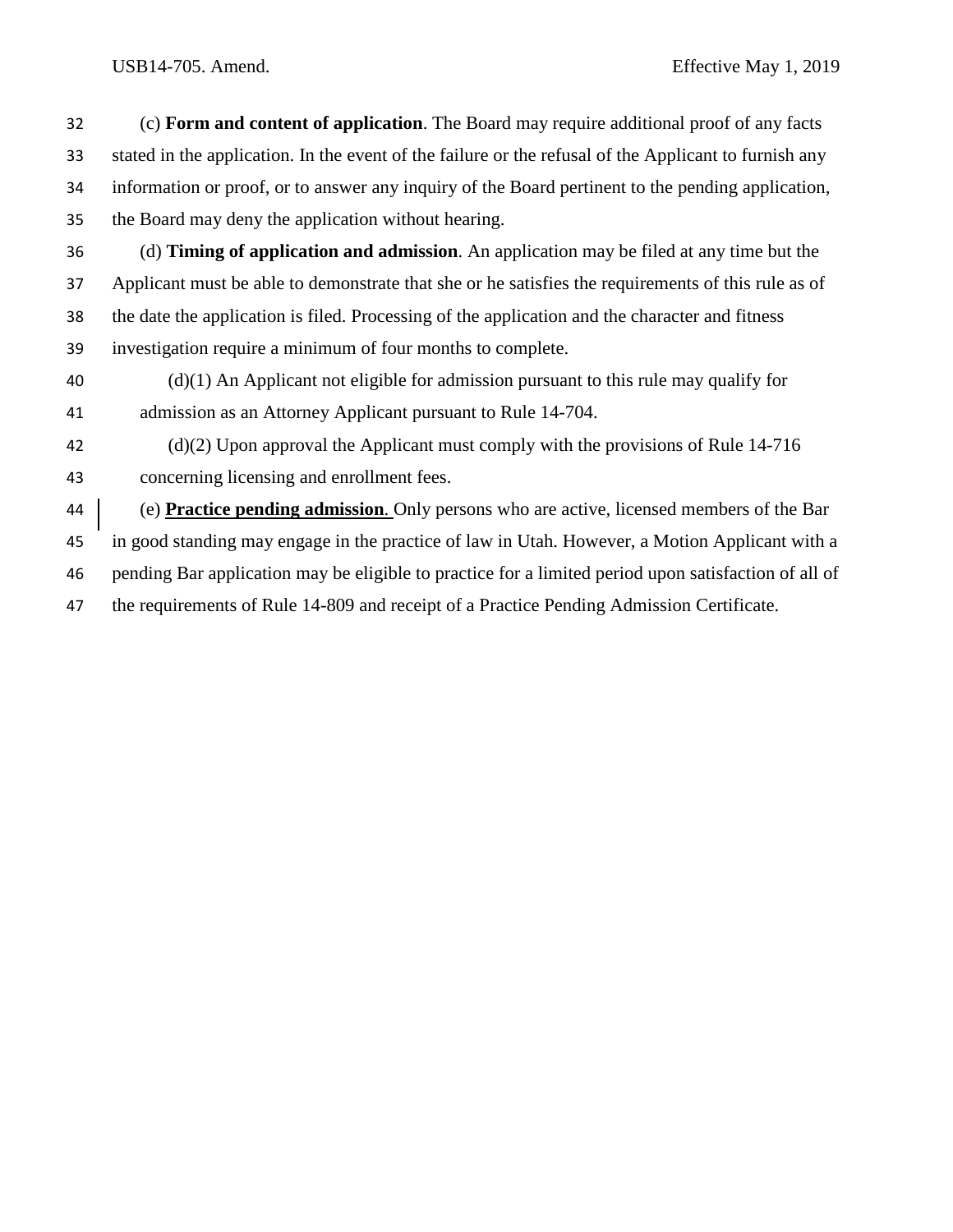(c) **Form and content of application**. The Board may require additional proof of any facts stated in the application. In the event of the failure or the refusal of the Applicant to furnish any information or proof, or to answer any inquiry of the Board pertinent to the pending application, the Board may deny the application without hearing.

(d) **Timing of application and admission**. An application may be filed at any time but the Applicant must be able to demonstrate that she or he satisfies the requirements of this rule as of the date the application is filed. Processing of the application and the character and fitness investigation require a minimum of four months to complete.

(d)(1) An Applicant not eligible for admission pursuant to this rule may qualify for admission as an Attorney Applicant pursuant to Rule 14-704.

(d)(2) Upon approval the Applicant must comply with the provisions of Rule 14-716 concerning licensing and enrollment fees.

(e) **Practice pending admission**. Only persons who are active, licensed members of the Bar in good standing may engage in the practice of law in Utah. However, a Motion Applicant with a pending Bar application may be eligible to practice for a limited period upon satisfaction of all of the requirements of Rule 14-809 and receipt of a Practice Pending Admission Certificate.